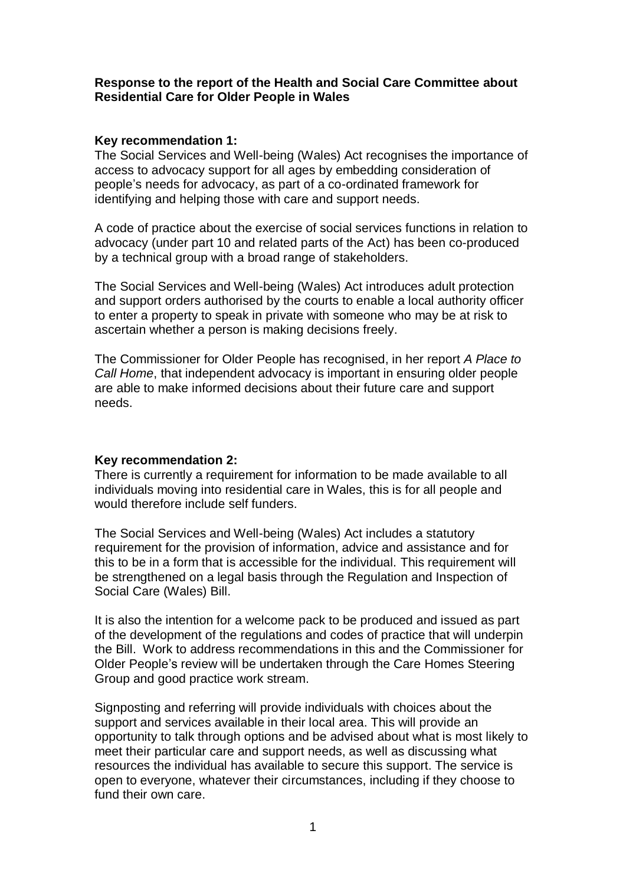**Response to the report of the Health and Social Care Committee about Residential Care for Older People in Wales**

**Key recommendation 1:**

The Social Services and Well-being (Wales) Act recognises the importance of access to advocacy support for all ages by embedding consideration of people's needs for advocacy, as part of a co-ordinated framework for identifying and helping those with care and support needs.

A code of practice about the exercise of social services functions in relation to advocacy (under part 10 and related parts of the Act) has been co-produced by a technical group with a broad range of stakeholders.

The Social Services and Well-being (Wales) Act introduces adult protection and support orders authorised by the courts to enable a local authority officer to enter a property to speak in private with someone who may be at risk to ascertain whether a person is making decisions freely.

The Commissioner for Older People has recognised, in her report *A Place to Call Home*, that independent advocacy is important in ensuring older people are able to make informed decisions about their future care and support needs.

**Key recommendation 2:**

There is currently a requirement for information to be made available to all individuals moving into residential care in Wales, this is for all people and would therefore include self funders.

The Social Services and Well-being (Wales) Act includes a statutory requirement for the provision of information, advice and assistance and for this to be in a form that is accessible for the individual. This requirement will be strengthened on a legal basis through the Regulation and Inspection of Social Care (Wales) Bill.

It is also the intention for a welcome pack to be produced and issued as part of the development of the regulations and codes of practice that will underpin the Bill. Work to address recommendations in this and the Commissioner for Older People's review will be undertaken through the Care Homes Steering Group and good practice work stream.

Signposting and referring will provide individuals with choices about the support and services available in their local area. This will provide an opportunity to talk through options and be advised about what is most likely to meet their particular care and support needs, as well as discussing what resources the individual has available to secure this support. The service is open to everyone, whatever their circumstances, including if they choose to fund their own care.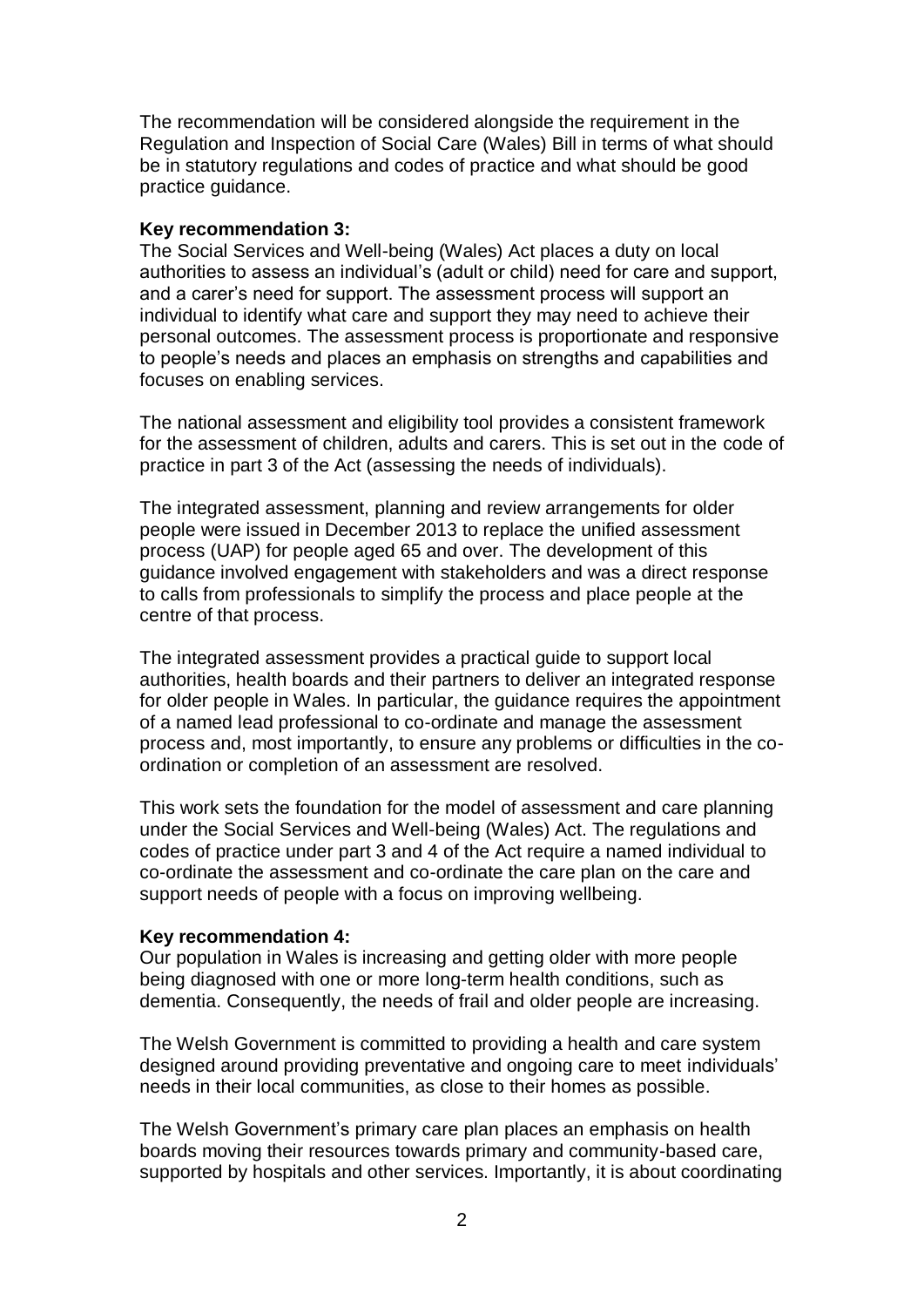The recommendation will be considered alongside the requirement in the Regulation and Inspection of Social Care (Wales) Bill in terms of what should be in statutory regulations and codes of practice and what should be good practice guidance.

**Key recommendation 3:**
The Social Services and Well-being (Wales) Act places a duty on local authorities to assess an individual's (adult or child) need for care and support, and a carer's need for support. The assessment process will support an individual to identify what care and support they may need to achieve their personal outcomes. The assessment process is proportionate and responsive to people's needs and places an emphasis on strengths and capabilities and focuses on enabling services.

The national assessment and eligibility tool provides a consistent framework for the assessment of children, adults and carers. This is set out in the code of practice in part 3 of the Act (assessing the needs of individuals).

The integrated assessment, planning and review arrangements for older people were issued in December 2013 to replace the unified assessment process (UAP) for people aged 65 and over. The development of this guidance involved engagement with stakeholders and was a direct response to calls from professionals to simplify the process and place people at the centre of that process.

The integrated assessment provides a practical guide to support local authorities, health boards and their partners to deliver an integrated response for older people in Wales. In particular, the guidance requires the appointment of a named lead professional to co-ordinate and manage the assessment process and, most importantly, to ensure any problems or difficulties in the co-ordination or completion of an assessment are resolved.

This work sets the foundation for the model of assessment and care planning under the Social Services and Well-being (Wales) Act. The regulations and codes of practice under part 3 and 4 of the Act require a named individual to co-ordinate the assessment and co-ordinate the care plan on the care and support needs of people with a focus on improving wellbeing.

**Key recommendation 4:**
Our population in Wales is increasing and getting older with more people being diagnosed with one or more long-term health conditions, such as dementia. Consequently, the needs of frail and older people are increasing.

The Welsh Government is committed to providing a health and care system designed around providing preventative and ongoing care to meet individuals' needs in their local communities, as close to their homes as possible.

The Welsh Government's primary care plan places an emphasis on health boards moving their resources towards primary and community-based care, supported by hospitals and other services. Importantly, it is about coordinating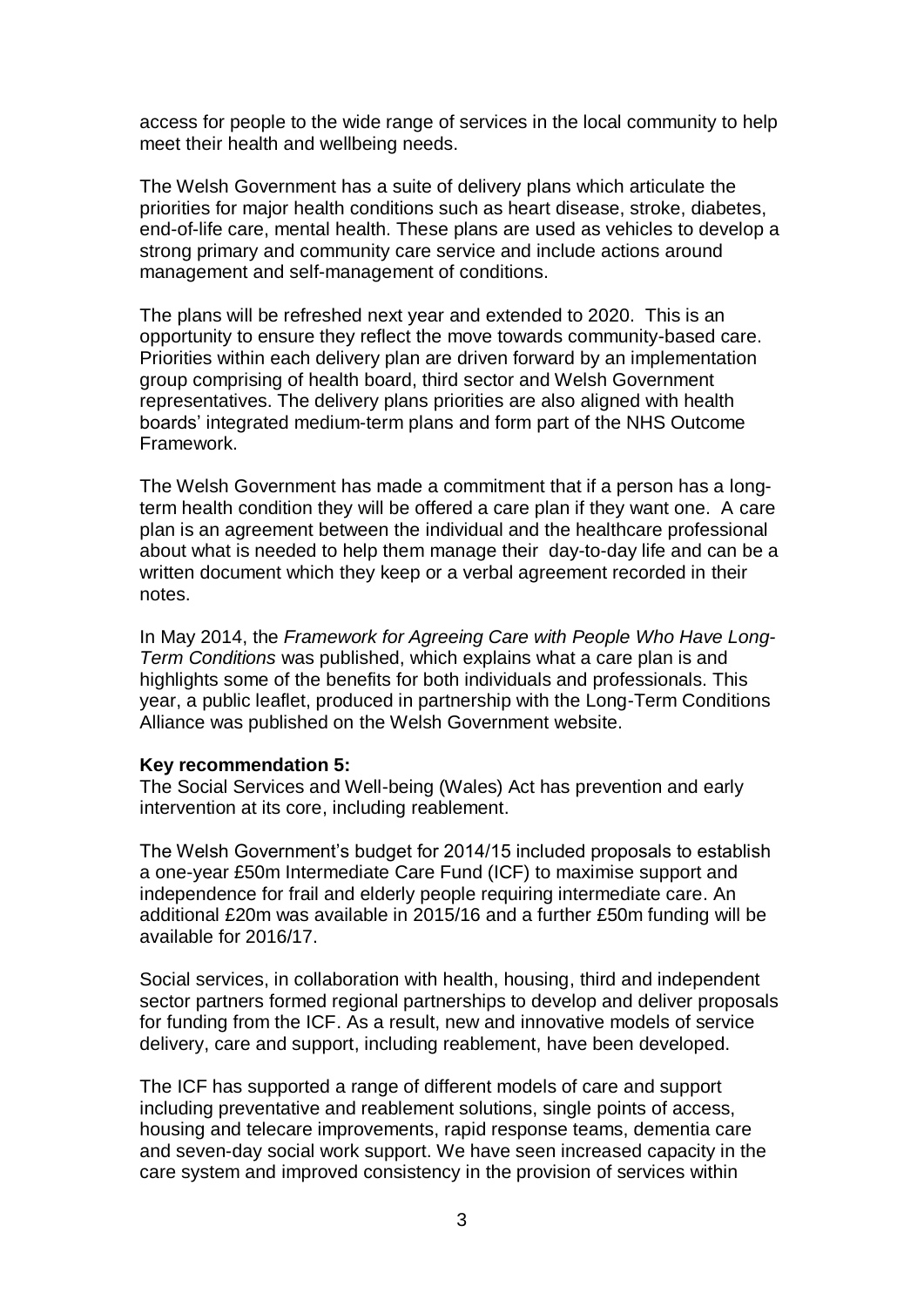access for people to the wide range of services in the local community to help meet their health and wellbeing needs.

The Welsh Government has a suite of delivery plans which articulate the priorities for major health conditions such as heart disease, stroke, diabetes, end-of-life care, mental health. These plans are used as vehicles to develop a strong primary and community care service and include actions around management and self-management of conditions.

The plans will be refreshed next year and extended to 2020. This is an opportunity to ensure they reflect the move towards community-based care. Priorities within each delivery plan are driven forward by an implementation group comprising of health board, third sector and Welsh Government representatives. The delivery plans priorities are also aligned with health boards' integrated medium-term plans and form part of the NHS Outcome Framework.

The Welsh Government has made a commitment that if a person has a long-term health condition they will be offered a care plan if they want one. A care plan is an agreement between the individual and the healthcare professional about what is needed to help them manage their day-to-day life and can be a written document which they keep or a verbal agreement recorded in their notes.

In May 2014, the *Framework for Agreeing Care with People Who Have Long-Term Conditions* was published, which explains what a care plan is and highlights some of the benefits for both individuals and professionals. This year, a public leaflet, produced in partnership with the Long-Term Conditions Alliance was published on the Welsh Government website.

**Key recommendation 5:**
The Social Services and Well-being (Wales) Act has prevention and early intervention at its core, including reablement.

The Welsh Government's budget for 2014/15 included proposals to establish a one-year £50m Intermediate Care Fund (ICF) to maximise support and independence for frail and elderly people requiring intermediate care. An additional £20m was available in 2015/16 and a further £50m funding will be available for 2016/17.

Social services, in collaboration with health, housing, third and independent sector partners formed regional partnerships to develop and deliver proposals for funding from the ICF. As a result, new and innovative models of service delivery, care and support, including reablement, have been developed.

The ICF has supported a range of different models of care and support including preventative and reablement solutions, single points of access, housing and telecare improvements, rapid response teams, dementia care and seven-day social work support. We have seen increased capacity in the care system and improved consistency in the provision of services within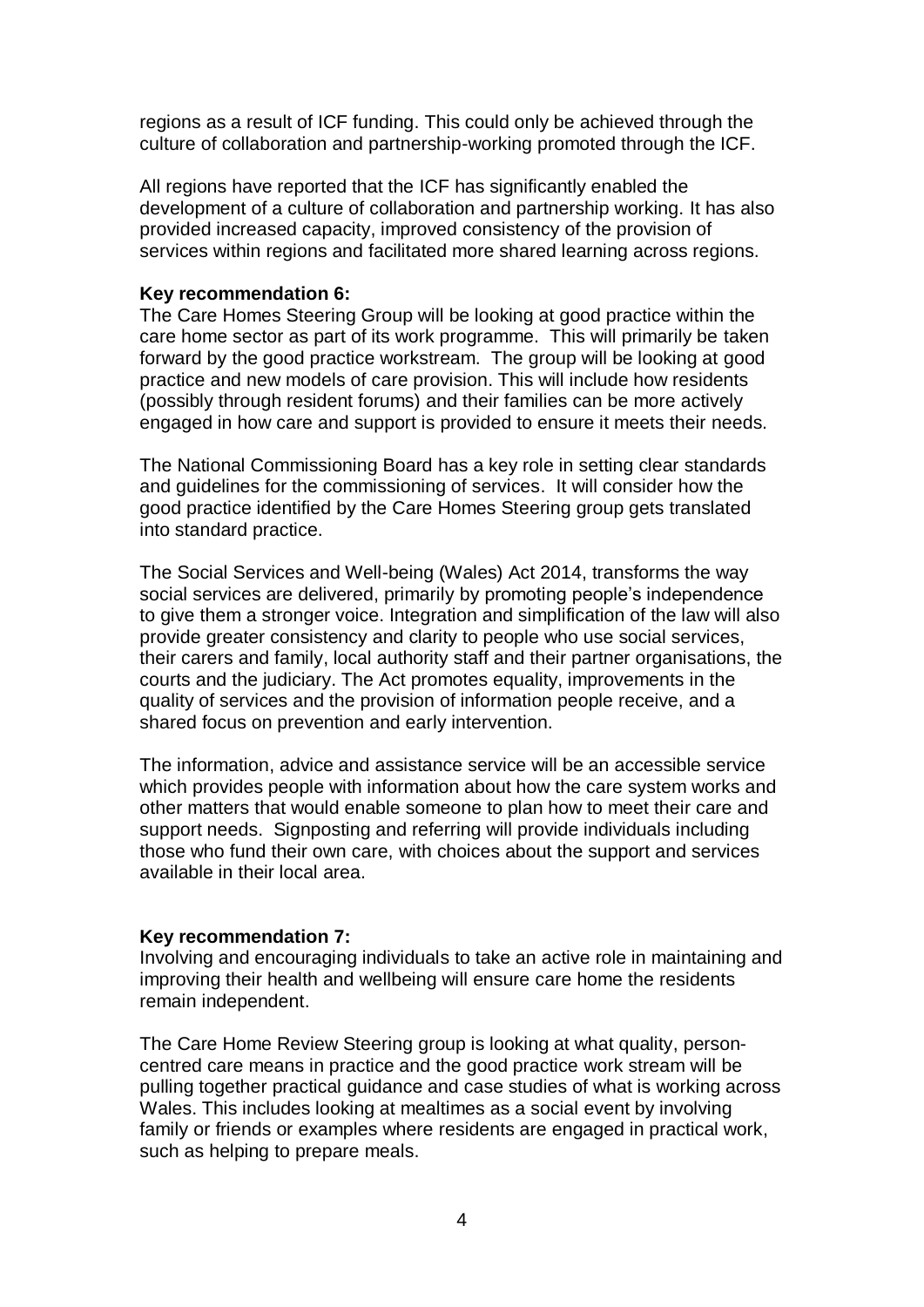regions as a result of ICF funding. This could only be achieved through the culture of collaboration and partnership-working promoted through the ICF.

All regions have reported that the ICF has significantly enabled the development of a culture of collaboration and partnership working. It has also provided increased capacity, improved consistency of the provision of services within regions and facilitated more shared learning across regions.

**Key recommendation 6:**
The Care Homes Steering Group will be looking at good practice within the care home sector as part of its work programme. This will primarily be taken forward by the good practice workstream. The group will be looking at good practice and new models of care provision. This will include how residents (possibly through resident forums) and their families can be more actively engaged in how care and support is provided to ensure it meets their needs.

The National Commissioning Board has a key role in setting clear standards and guidelines for the commissioning of services. It will consider how the good practice identified by the Care Homes Steering group gets translated into standard practice.

The Social Services and Well-being (Wales) Act 2014, transforms the way social services are delivered, primarily by promoting people's independence to give them a stronger voice. Integration and simplification of the law will also provide greater consistency and clarity to people who use social services, their carers and family, local authority staff and their partner organisations, the courts and the judiciary. The Act promotes equality, improvements in the quality of services and the provision of information people receive, and a shared focus on prevention and early intervention.

The information, advice and assistance service will be an accessible service which provides people with information about how the care system works and other matters that would enable someone to plan how to meet their care and support needs. Signposting and referring will provide individuals including those who fund their own care, with choices about the support and services available in their local area.

**Key recommendation 7:**
Involving and encouraging individuals to take an active role in maintaining and improving their health and wellbeing will ensure care home the residents remain independent.

The Care Home Review Steering group is looking at what quality, person-centred care means in practice and the good practice work stream will be pulling together practical guidance and case studies of what is working across Wales. This includes looking at mealtimes as a social event by involving family or friends or examples where residents are engaged in practical work, such as helping to prepare meals.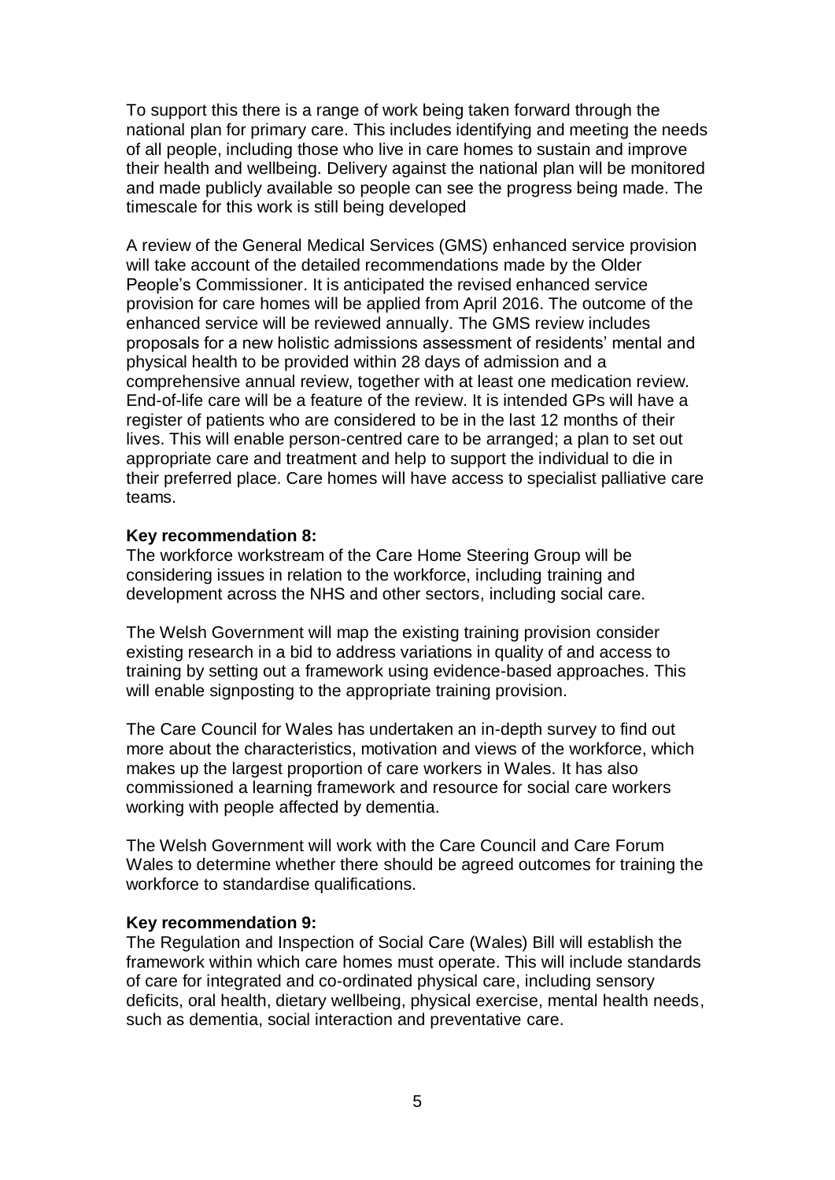To support this there is a range of work being taken forward through the national plan for primary care. This includes identifying and meeting the needs of all people, including those who live in care homes to sustain and improve their health and wellbeing. Delivery against the national plan will be monitored and made publicly available so people can see the progress being made. The timescale for this work is still being developed

A review of the General Medical Services (GMS) enhanced service provision will take account of the detailed recommendations made by the Older People's Commissioner. It is anticipated the revised enhanced service provision for care homes will be applied from April 2016. The outcome of the enhanced service will be reviewed annually. The GMS review includes proposals for a new holistic admissions assessment of residents' mental and physical health to be provided within 28 days of admission and a comprehensive annual review, together with at least one medication review. End-of-life care will be a feature of the review. It is intended GPs will have a register of patients who are considered to be in the last 12 months of their lives. This will enable person-centred care to be arranged; a plan to set out appropriate care and treatment and help to support the individual to die in their preferred place. Care homes will have access to specialist palliative care teams.

**Key recommendation 8:**
The workforce workstream of the Care Home Steering Group will be considering issues in relation to the workforce, including training and development across the NHS and other sectors, including social care.

The Welsh Government will map the existing training provision consider existing research in a bid to address variations in quality of and access to training by setting out a framework using evidence-based approaches. This will enable signposting to the appropriate training provision.

The Care Council for Wales has undertaken an in-depth survey to find out more about the characteristics, motivation and views of the workforce, which makes up the largest proportion of care workers in Wales. It has also commissioned a learning framework and resource for social care workers working with people affected by dementia.

The Welsh Government will work with the Care Council and Care Forum Wales to determine whether there should be agreed outcomes for training the workforce to standardise qualifications.

**Key recommendation 9:**
The Regulation and Inspection of Social Care (Wales) Bill will establish the framework within which care homes must operate. This will include standards of care for integrated and co-ordinated physical care, including sensory deficits, oral health, dietary wellbeing, physical exercise, mental health needs, such as dementia, social interaction and preventative care.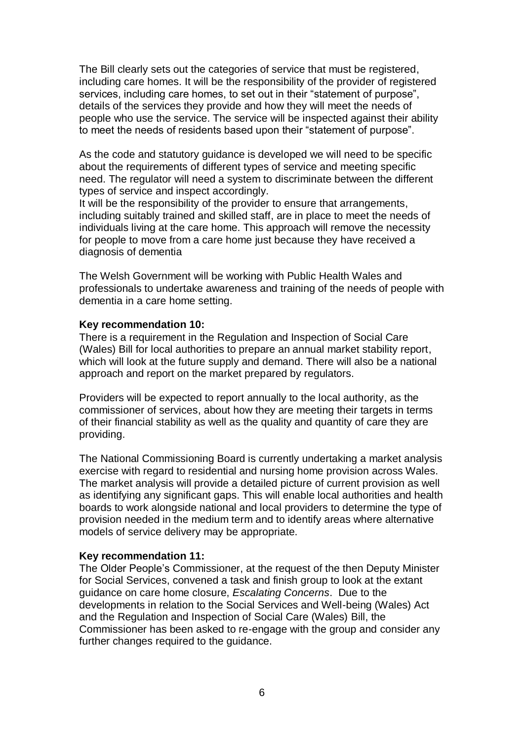The Bill clearly sets out the categories of service that must be registered, including care homes. It will be the responsibility of the provider of registered services, including care homes, to set out in their "statement of purpose", details of the services they provide and how they will meet the needs of people who use the service. The service will be inspected against their ability to meet the needs of residents based upon their "statement of purpose".

As the code and statutory guidance is developed we will need to be specific about the requirements of different types of service and meeting specific need. The regulator will need a system to discriminate between the different types of service and inspect accordingly.
It will be the responsibility of the provider to ensure that arrangements, including suitably trained and skilled staff, are in place to meet the needs of individuals living at the care home. This approach will remove the necessity for people to move from a care home just because they have received a diagnosis of dementia

The Welsh Government will be working with Public Health Wales and professionals to undertake awareness and training of the needs of people with dementia in a care home setting.

**Key recommendation 10:**
There is a requirement in the Regulation and Inspection of Social Care (Wales) Bill for local authorities to prepare an annual market stability report, which will look at the future supply and demand. There will also be a national approach and report on the market prepared by regulators.

Providers will be expected to report annually to the local authority, as the commissioner of services, about how they are meeting their targets in terms of their financial stability as well as the quality and quantity of care they are providing.

The National Commissioning Board is currently undertaking a market analysis exercise with regard to residential and nursing home provision across Wales. The market analysis will provide a detailed picture of current provision as well as identifying any significant gaps. This will enable local authorities and health boards to work alongside national and local providers to determine the type of provision needed in the medium term and to identify areas where alternative models of service delivery may be appropriate.

**Key recommendation 11:**
The Older People's Commissioner, at the request of the then Deputy Minister for Social Services, convened a task and finish group to look at the extant guidance on care home closure, *Escalating Concerns*. Due to the developments in relation to the Social Services and Well-being (Wales) Act and the Regulation and Inspection of Social Care (Wales) Bill, the Commissioner has been asked to re-engage with the group and consider any further changes required to the guidance.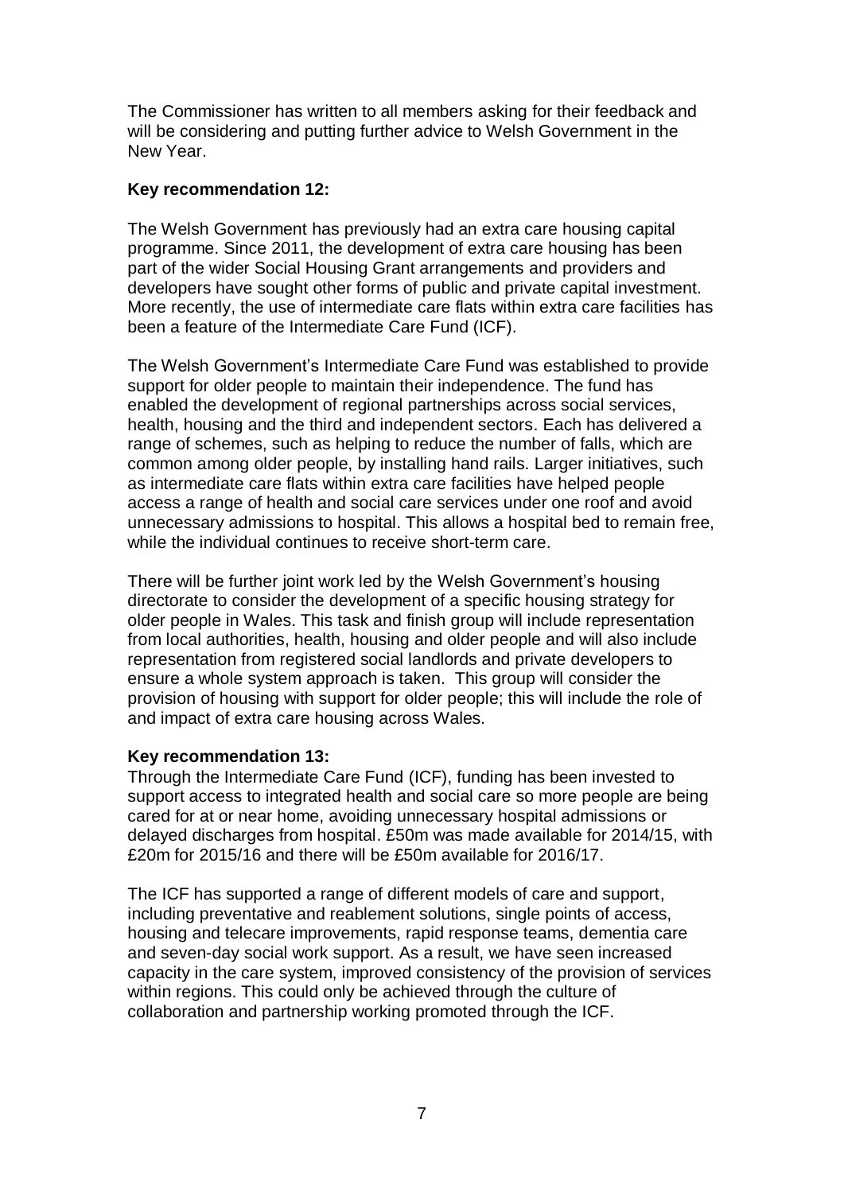The Commissioner has written to all members asking for their feedback and will be considering and putting further advice to Welsh Government in the New Year.

**Key recommendation 12:**

The Welsh Government has previously had an extra care housing capital programme. Since 2011, the development of extra care housing has been part of the wider Social Housing Grant arrangements and providers and developers have sought other forms of public and private capital investment. More recently, the use of intermediate care flats within extra care facilities has been a feature of the Intermediate Care Fund (ICF).

The Welsh Government's Intermediate Care Fund was established to provide support for older people to maintain their independence. The fund has enabled the development of regional partnerships across social services, health, housing and the third and independent sectors. Each has delivered a range of schemes, such as helping to reduce the number of falls, which are common among older people, by installing hand rails. Larger initiatives, such as intermediate care flats within extra care facilities have helped people access a range of health and social care services under one roof and avoid unnecessary admissions to hospital. This allows a hospital bed to remain free, while the individual continues to receive short-term care.

There will be further joint work led by the Welsh Government's housing directorate to consider the development of a specific housing strategy for older people in Wales. This task and finish group will include representation from local authorities, health, housing and older people and will also include representation from registered social landlords and private developers to ensure a whole system approach is taken. This group will consider the provision of housing with support for older people; this will include the role of and impact of extra care housing across Wales.

**Key recommendation 13:**

Through the Intermediate Care Fund (ICF), funding has been invested to support access to integrated health and social care so more people are being cared for at or near home, avoiding unnecessary hospital admissions or delayed discharges from hospital. £50m was made available for 2014/15, with £20m for 2015/16 and there will be £50m available for 2016/17.

The ICF has supported a range of different models of care and support, including preventative and reablement solutions, single points of access, housing and telecare improvements, rapid response teams, dementia care and seven-day social work support. As a result, we have seen increased capacity in the care system, improved consistency of the provision of services within regions. This could only be achieved through the culture of collaboration and partnership working promoted through the ICF.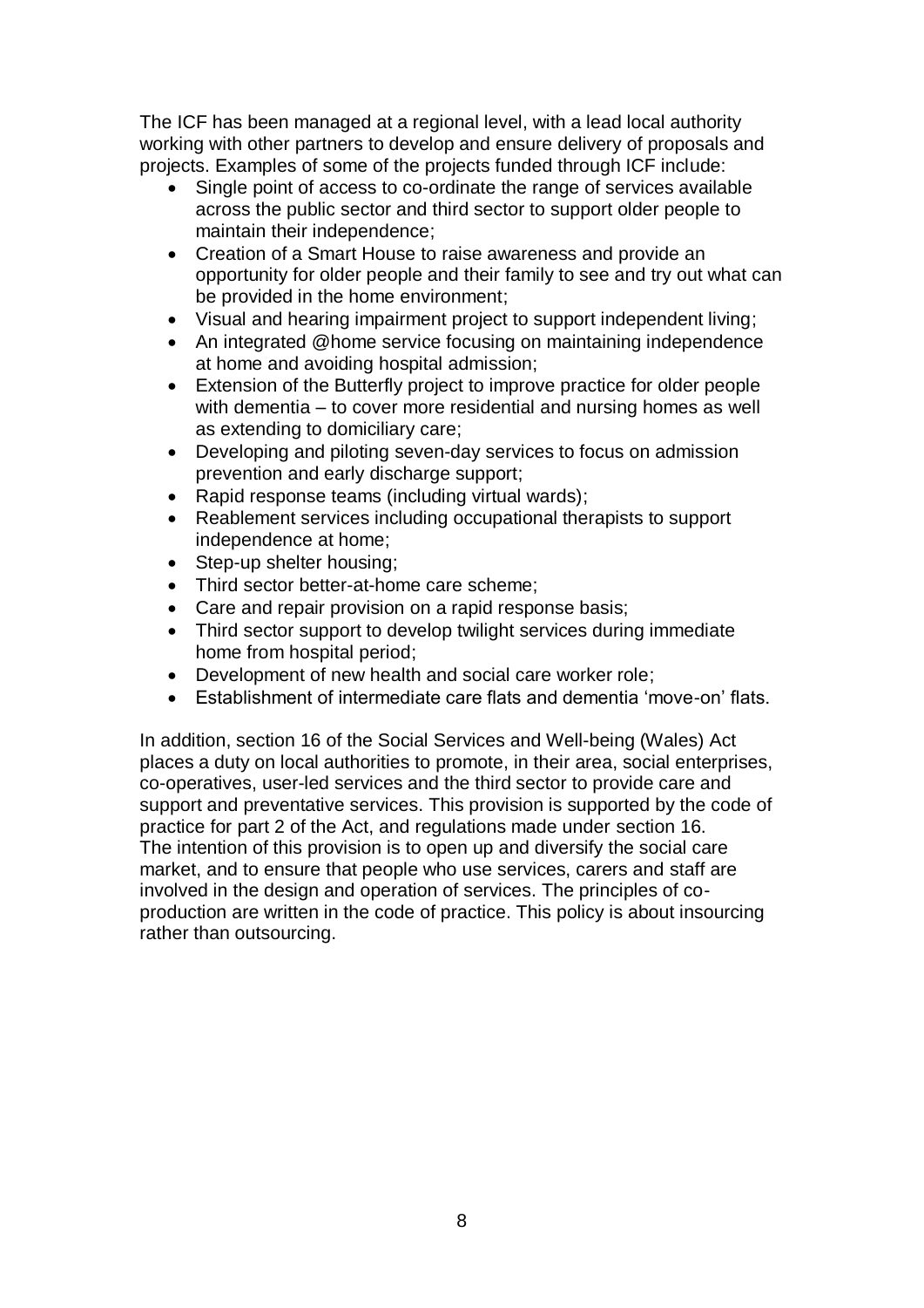The ICF has been managed at a regional level, with a lead local authority working with other partners to develop and ensure delivery of proposals and projects. Examples of some of the projects funded through ICF include:

- Single point of access to co-ordinate the range of services available across the public sector and third sector to support older people to maintain their independence;
- Creation of a Smart House to raise awareness and provide an opportunity for older people and their family to see and try out what can be provided in the home environment;
- Visual and hearing impairment project to support independent living;
- An integrated @home service focusing on maintaining independence at home and avoiding hospital admission;
- Extension of the Butterfly project to improve practice for older people with dementia – to cover more residential and nursing homes as well as extending to domiciliary care;
- Developing and piloting seven-day services to focus on admission prevention and early discharge support;
- Rapid response teams (including virtual wards);
- Reablement services including occupational therapists to support independence at home;
- Step-up shelter housing;
- Third sector better-at-home care scheme;
- Care and repair provision on a rapid response basis;
- Third sector support to develop twilight services during immediate home from hospital period;
- Development of new health and social care worker role;
- Establishment of intermediate care flats and dementia 'move-on' flats.

In addition, section 16 of the Social Services and Well-being (Wales) Act places a duty on local authorities to promote, in their area, social enterprises, co-operatives, user-led services and the third sector to provide care and support and preventative services. This provision is supported by the code of practice for part 2 of the Act, and regulations made under section 16. The intention of this provision is to open up and diversify the social care market, and to ensure that people who use services, carers and staff are involved in the design and operation of services. The principles of co-production are written in the code of practice. This policy is about insourcing rather than outsourcing.